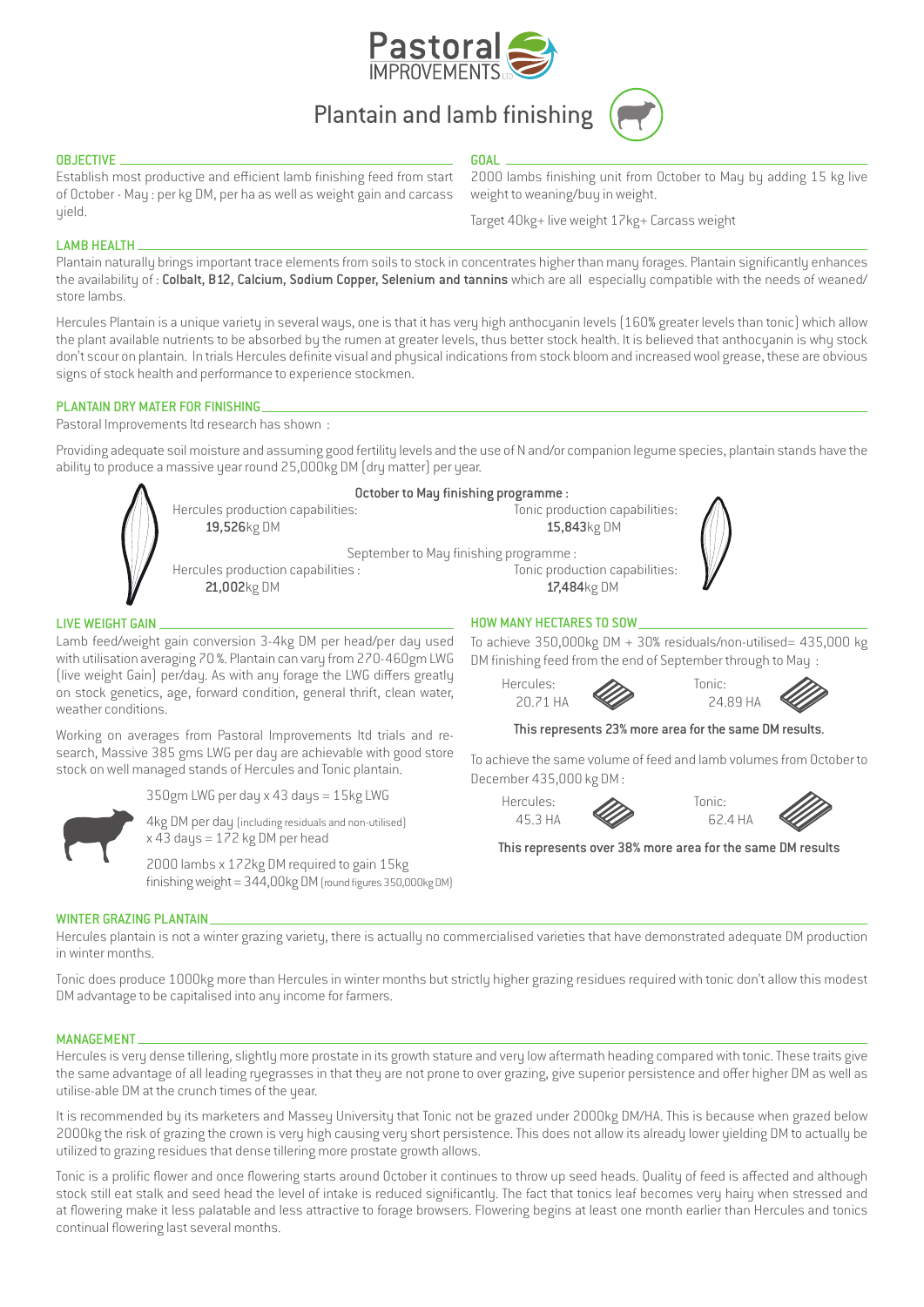Pastoral IMPROVEMENTS LTD

# Plantain and lamb finishing

## OBJECTIVE

Establish most productive and efficient lamb finishing feed from start of October - May : per kg DM, per ha as well as weight gain and carcass yield.

## GOAL

2000 lambs finishing unit from October to May by adding 15 kg live weight to weaning/buy in weight.

Target 40kg+ live weight 17kg+ Carcass weight

## LAMB HEALTH

Plantain naturally brings important trace elements from soils to stock in concentrates higher than many forages. Plantain significantly enhances the availability of : **Colbalt, B12, Calcium, Sodium Copper, Selenium and tannins** which are all especially compatible with the needs of weaned/ store lambs.

Hercules Plantain is a unique variety in several ways, one is that it has very high anthocyanin levels (160% greater levels than tonic) which allow the plant available nutrients to be absorbed by the rumen at greater levels, thus better stock health. It is believed that anthocyanin is why stock don't scour on plantain. In trials Hercules definite visual and physical indications from stock bloom and increased wool grease, these are obvious signs of stock health and performance to experience stockmen.

## PLANTAIN DRY MATER FOR FINISHING

Pastoral Improvements ltd research has shown :

Providing adequate soil moisture and assuming good fertility levels and the use of N and/or companion legume species, plantain stands have the ability to produce a massive year round 25,000kg DM (dry matter) per year.

**October to May finishing programme :**

Hercules production capabilities: **19,526**kg DM

Tonic production capabilities: **15,843**kg DM

September to May finishing programme :

Hercules production capabilities : **21,002**kg DM

Tonic production capabilities: **17,484**kg DM

## LIVE WEIGHT GAIN

Lamb feed/weight gain conversion 3-4kg DM per head/per day used with utilisation averaging 70 %. Plantain can vary from 270-460gm LWG (live weight Gain) per/day. As with any forage the LWG differs greatly on stock genetics, age, forward condition, general thrift, clean water, weather conditions.

Working on averages from Pastoral Improvements ltd trials and research, Massive 385 gms LWG per day are achievable with good store stock on well managed stands of Hercules and Tonic plantain.

350gm LWG per day x 43 days = 15kg LWG

4kg DM per day (including residuals and non-utilised) x 43 days = 172 kg DM per head

2000 lambs x 172kg DM required to gain 15kg finishing weight = 344,00kg DM (round figures 350,000kg DM)

## HOW MANY HECTARES TO SOW

To achieve 350,000kg DM + 30% residuals/non-utilised= 435,000 kg DM finishing feed from the end of September through to May :

Hercules: 20.71 HA

Tonic: 24.89 HA

**This represents 23% more area for the same DM results.**

To achieve the same volume of feed and lamb volumes from October to December 435,000 kg DM :

Hercules: 45.3 HA

Tonic: 62.4 HA

**This represents over 38% more area for the same DM results**

## WINTER GRAZING PLANTAIN

Hercules plantain is not a winter grazing variety, there is actually no commercialised varieties that have demonstrated adequate DM production in winter months.

Tonic does produce 1000kg more than Hercules in winter months but strictly higher grazing residues required with tonic don't allow this modest DM advantage to be capitalised into any income for farmers.

## MANAGEMENT

Hercules is very dense tillering, slightly more prostate in its growth stature and very low aftermath heading compared with tonic. These traits give the same advantage of all leading ryegrasses in that they are not prone to over grazing, give superior persistence and offer higher DM as well as utilise-able DM at the crunch times of the year.

It is recommended by its marketers and Massey University that Tonic not be grazed under 2000kg DM/HA. This is because when grazed below 2000kg the risk of grazing the crown is very high causing very short persistence. This does not allow its already lower yielding DM to actually be utilized to grazing residues that dense tillering more prostate growth allows.

Tonic is a prolific flower and once flowering starts around October it continues to throw up seed heads. Quality of feed is affected and although stock still eat stalk and seed head the level of intake is reduced significantly. The fact that tonics leaf becomes very hairy when stressed and at flowering make it less palatable and less attractive to forage browsers. Flowering begins at least one month earlier than Hercules and tonics continual flowering last several months.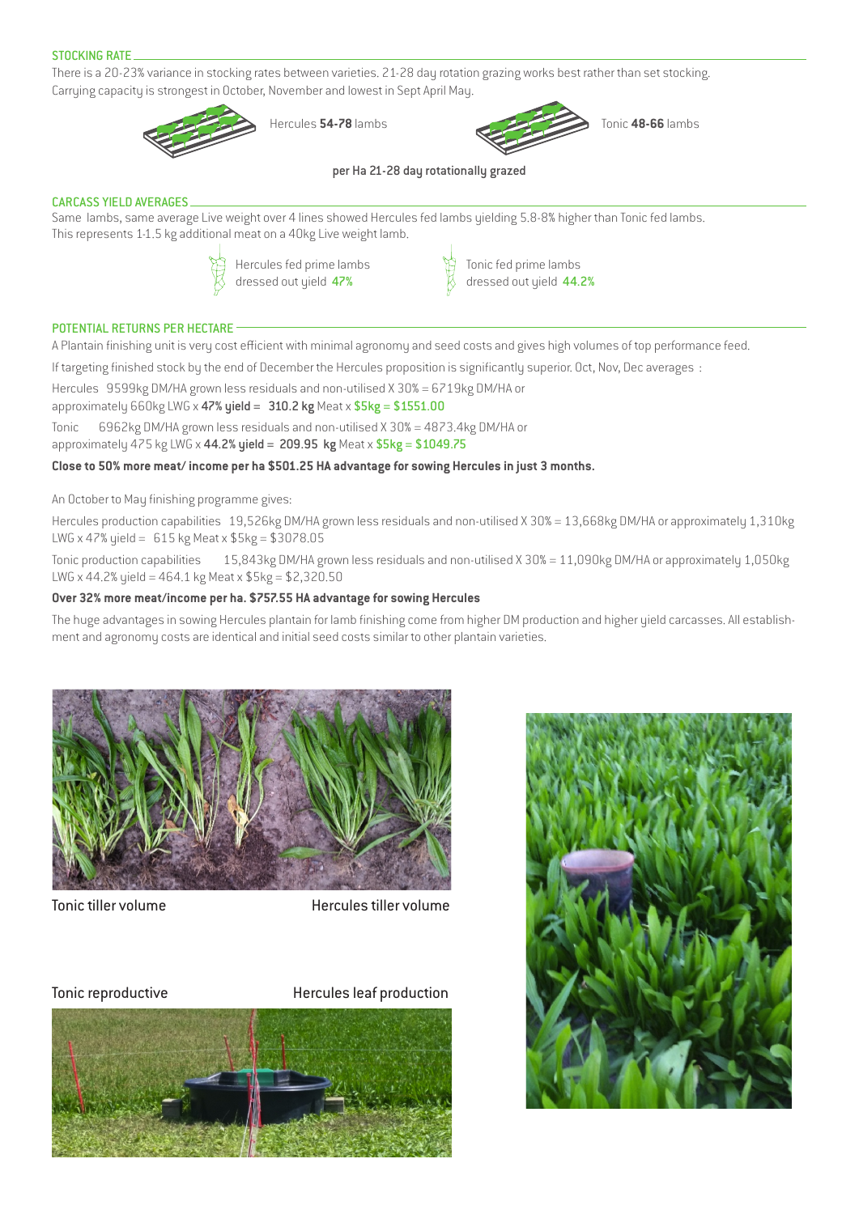## STOCKING RATE

There is a 20-23% variance in stocking rates between varieties. 21-28 day rotation grazing works best rather than set stocking. Carrying capacity is strongest in October, November and lowest in Sept April May.

Hercules **54-78** lambs

Tonic **48-66** lambs

**per Ha 21-28 day rotationally grazed**

## CARCASS YIELD AVERAGES

Same lambs, same average Live weight over 4 lines showed Hercules fed lambs yielding 5.8-8% higher than Tonic fed lambs. This represents 1-1.5 kg additional meat on a 40kg Live weight lamb.

Hercules fed prime lambs dressed out yield **47%**

Tonic fed prime lambs dressed out yield **44.2%**

## POTENTIAL RETURNS PER HECTARE

A Plantain finishing unit is very cost efficient with minimal agronomy and seed costs and gives high volumes of top performance feed.

If targeting finished stock by the end of December the Hercules proposition is significantly superior. Oct, Nov, Dec averages :

Hercules 9599kg DM/HA grown less residuals and non-utilised X 30% = 6719kg DM/HA or approximately 660kg LWG x **47% yield** = **310.2 kg** Meat x **$5kg = $1551.00**

Tonic 6962kg DM/HA grown less residuals and non-utilised X 30% = 4873.4kg DM/HA or approximately 475 kg LWG x **44.2% yield** = **209.95 kg** Meat x **$5kg = $1049.75**

**Close to 50% more meat/ income per ha $501.25 HA advantage for sowing Hercules in just 3 months.**

An October to May finishing programme gives:

Hercules production capabilities 19,526kg DM/HA grown less residuals and non-utilised X 30% = 13,668kg DM/HA or approximately 1,310kg LWG x 47% yield = 615 kg Meat x $5kg = $3078.05

Tonic production capabilities 15,843kg DM/HA grown less residuals and non-utilised X 30% = 11,090kg DM/HA or approximately 1,050kg LWG x 44.2% yield = 464.1 kg Meat x $5kg = $2,320.50

**Over 32% more meat/income per ha. $757.55 HA advantage for sowing Hercules**

The huge advantages in sowing Hercules plantain for lamb finishing come from higher DM production and higher yield carcasses. All establishment and agronomy costs are identical and initial seed costs similar to other plantain varieties.

Tonic tiller volume

Hercules tiller volume

Tonic reproductive

Hercules leaf production